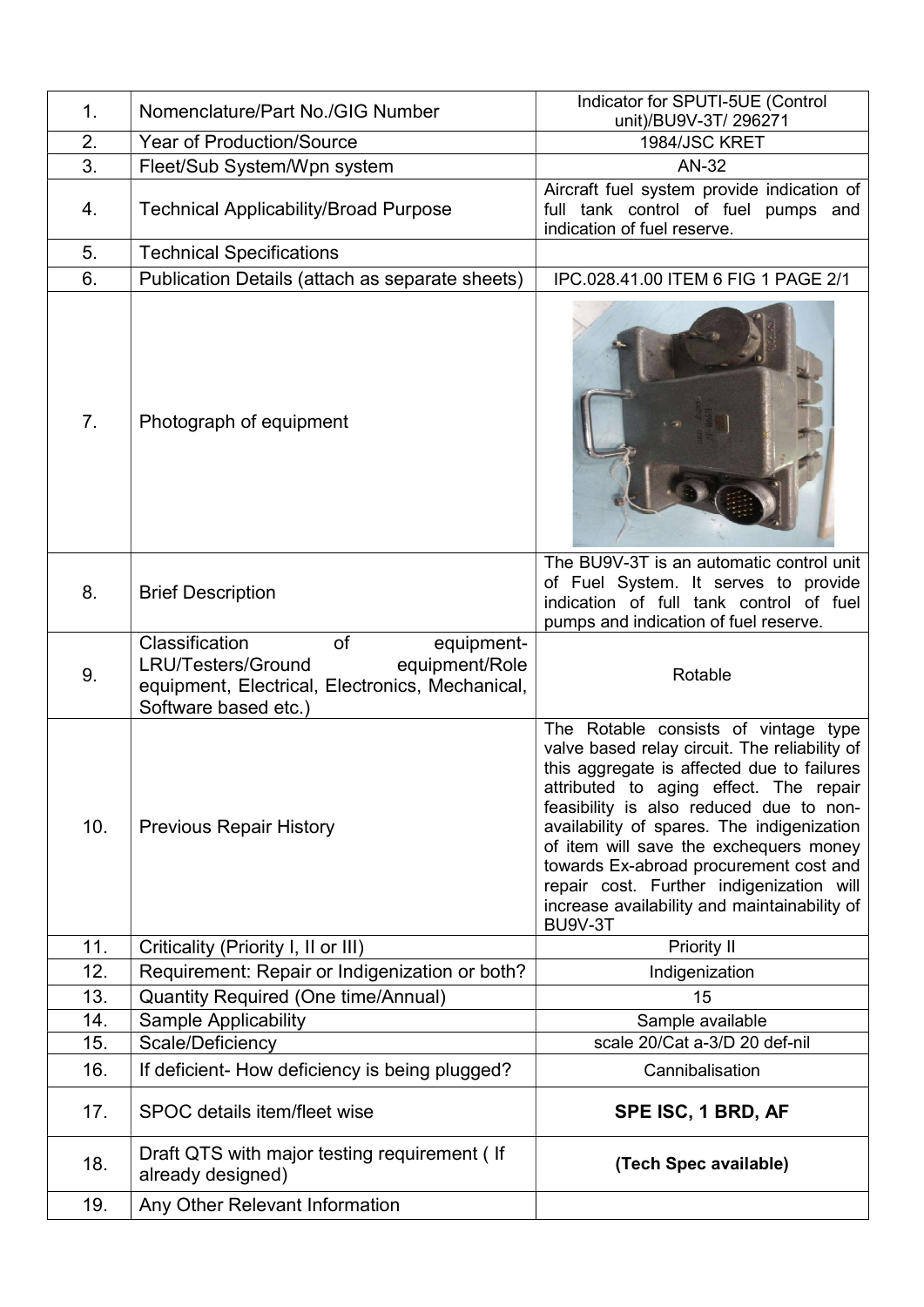| 1. | Nomenclature/Part No./GIG Number | Indicator for SPUTI-5UE (Control unit)/BU9V-3T/ 296271 |
|---|---|---|
| 2. | Year of Production/Source | 1984/JSC KRET |
| 3. | Fleet/Sub System/Wpn system | AN-32 |
| 4. | Technical Applicability/Broad Purpose | Aircraft fuel system provide indication of full tank control of fuel pumps and indication of fuel reserve. |
| 5. | Technical Specifications | |
| 6. | Publication Details (attach as separate sheets) | IPC.028.41.00 ITEM 6 FIG 1 PAGE 2/1 |
| 7. | Photograph of equipment | |
| 8. | Brief Description | The BU9V-3T is an automatic control unit of Fuel System. It serves to provide indication of full tank control of fuel pumps and indication of fuel reserve. |
| 9. | Classification of equipment- LRU/Testers/Ground equipment/Role equipment, Electrical, Electronics, Mechanical, Software based etc.) | Rotable |
| 10. | Previous Repair History | The Rotable consists of vintage type valve based relay circuit. The reliability of this aggregate is affected due to failures attributed to aging effect. The repair feasibility is also reduced due to non-availability of spares. The indigenization of item will save the exchequers money towards Ex-abroad procurement cost and repair cost. Further indigenization will increase availability and maintainability of BU9V-3T |
| 11. | Criticality (Priority I, II or III) | Priority II |
| 12. | Requirement: Repair or Indigenization or both? | Indigenization |
| 13. | Quantity Required (One time/Annual) | 15 |
| 14. | Sample Applicability | Sample available |
| 15. | Scale/Deficiency | scale 20/Cat a-3/D 20 def-nil |
| 16. | If deficient- How deficiency is being plugged? | Cannibalisation |
| 17. | SPOC details item/fleet wise | **SPE ISC, 1 BRD, AF** |
| 18. | Draft QTS with major testing requirement ( If already designed) | **(Tech Spec available)** |
| 19. | Any Other Relevant Information | |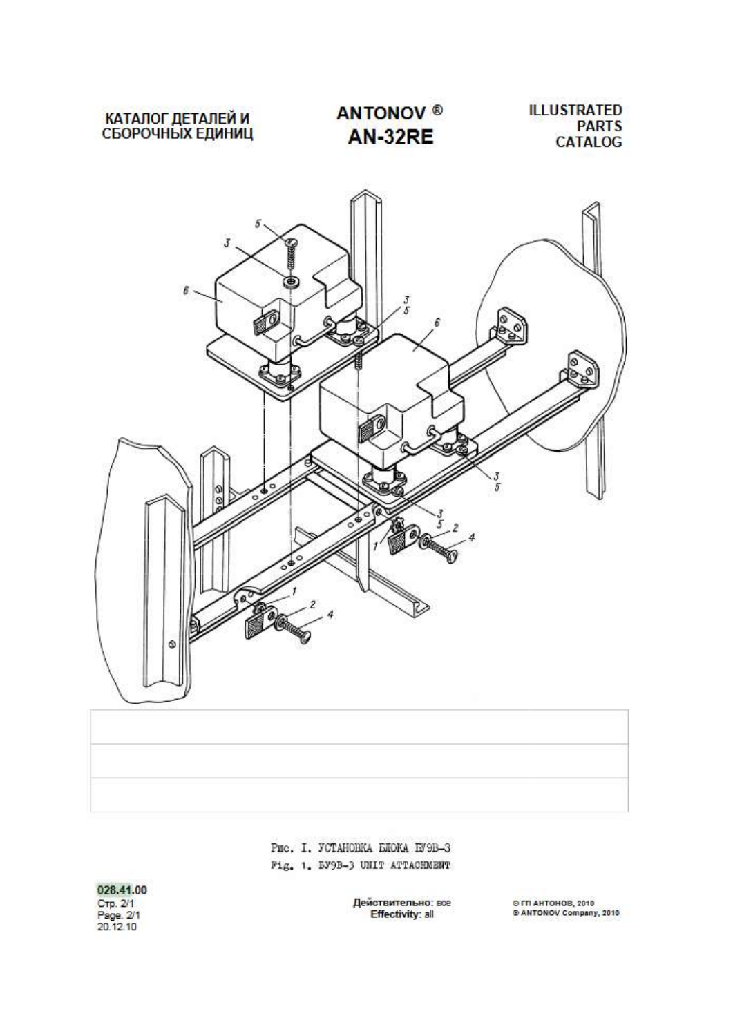Рис. I. УСТАНОВКА БЛОКА БУ9В-3

Fig. 1. БУ9В-3 UNIT ATTACHMENT